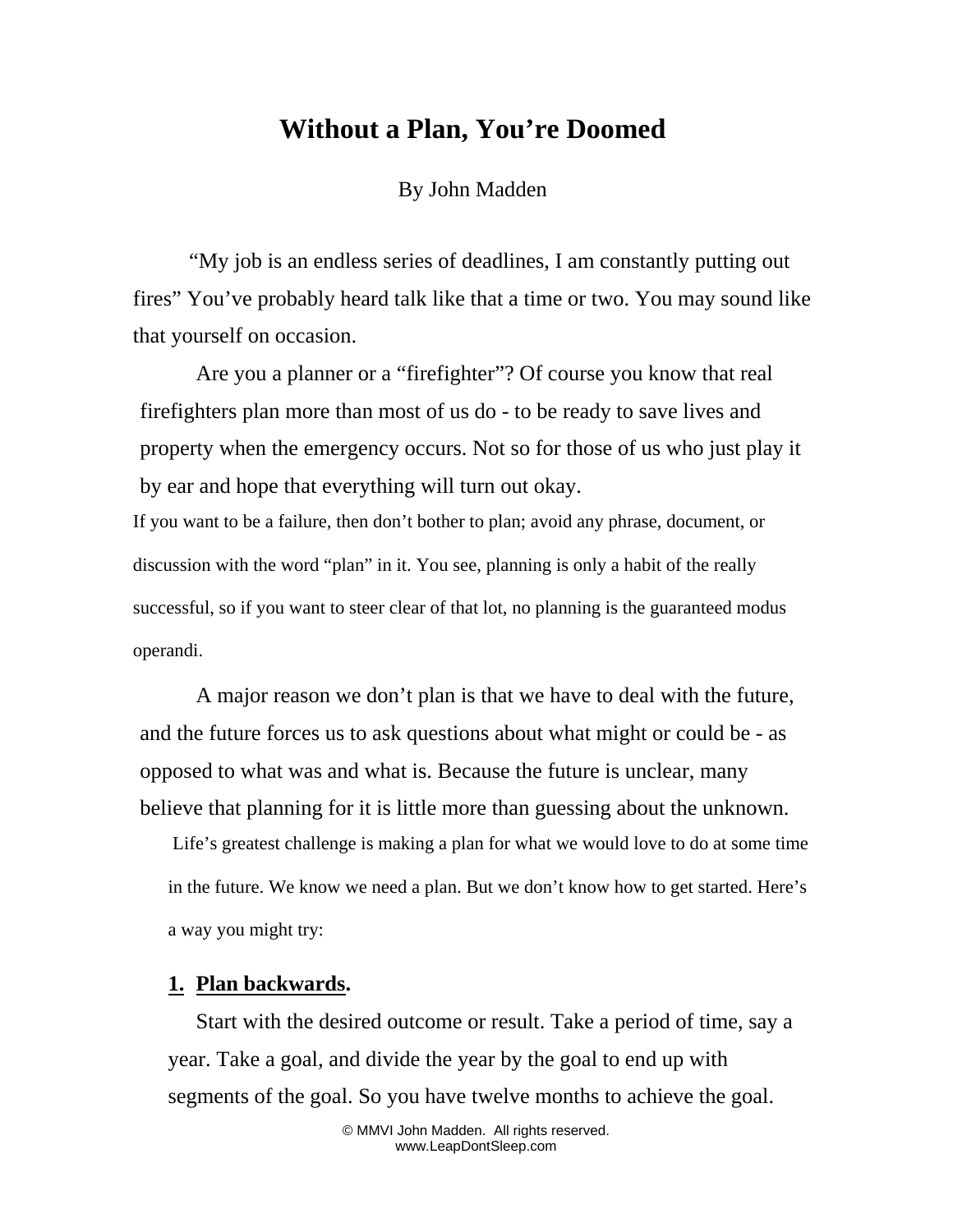# Without a Plan, You're Doomed

By John Madden

"My job is an endless series of deadlines, I am constantly putting out fires" You've probably heard talk like that a time or two. You may sound like that yourself on occasion.

Are you a planner or a "firefighter"? Of course you know that real firefighters plan more than most of us do - to be ready to save lives and property when the emergency occurs. Not so for those of us who just play it by ear and hope that everything will turn out okay.

If you want to be a failure, then don't bother to plan; avoid any phrase, document, or discussion with the word "plan" in it. You see, planning is only a habit of the really successful, so if you want to steer clear of that lot, no planning is the guaranteed modus operandi.

A major reason we don't plan is that we have to deal with the future, and the future forces us to ask questions about what might or could be - as opposed to what was and what is. Because the future is unclear, many believe that planning for it is little more than guessing about the unknown.

Life's greatest challenge is making a plan for what we would love to do at some time in the future. We know we need a plan. But we don't know how to get started. Here's a way you might try:

1. **Plan backwards.**

   Start with the desired outcome or result. Take a period of time, say a year. Take a goal, and divide the year by the goal to end up with segments of the goal. So you have twelve months to achieve the goal.

© MMVI John Madden. All rights reserved.
www.LeapDontSleep.com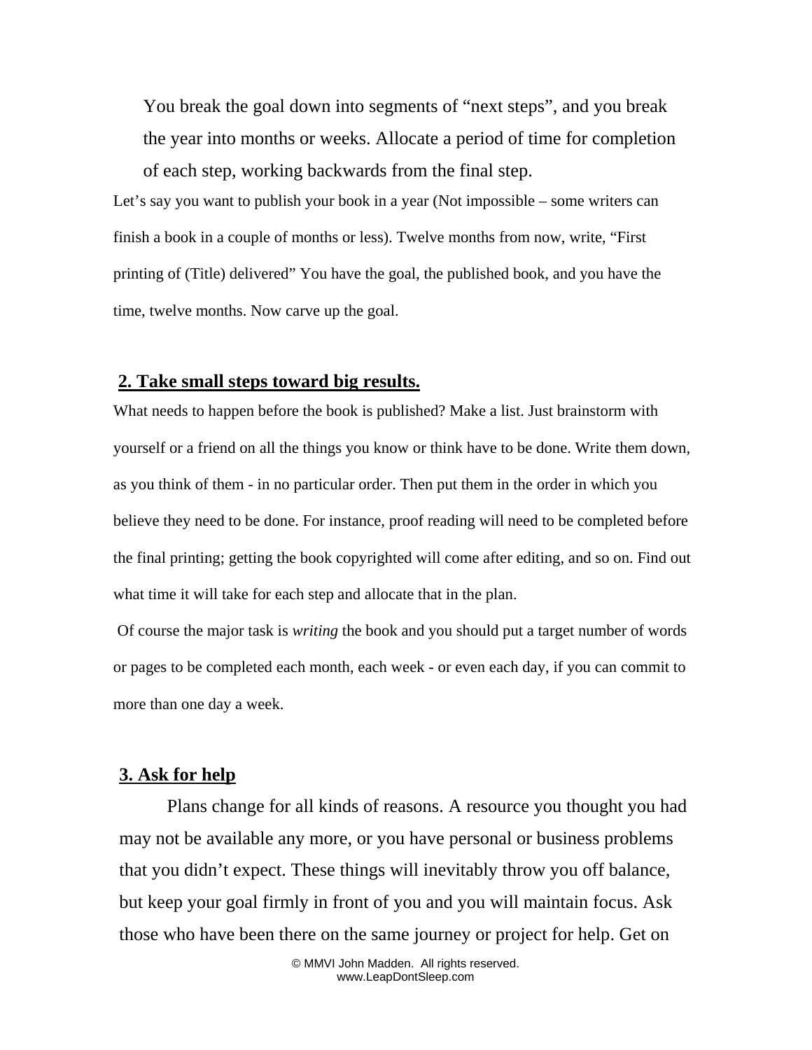You break the goal down into segments of "next steps", and you break the year into months or weeks. Allocate a period of time for completion of each step, working backwards from the final step.

Let's say you want to publish your book in a year (Not impossible – some writers can finish a book in a couple of months or less). Twelve months from now, write, "First printing of (Title) delivered" You have the goal, the published book, and you have the time, twelve months. Now carve up the goal.

## 2. Take small steps toward big results.

What needs to happen before the book is published? Make a list. Just brainstorm with yourself or a friend on all the things you know or think have to be done. Write them down, as you think of them - in no particular order. Then put them in the order in which you believe they need to be done. For instance, proof reading will need to be completed before the final printing; getting the book copyrighted will come after editing, and so on. Find out what time it will take for each step and allocate that in the plan.

Of course the major task is *writing* the book and you should put a target number of words or pages to be completed each month, each week - or even each day, if you can commit to more than one day a week.

## 3. Ask for help

Plans change for all kinds of reasons. A resource you thought you had may not be available any more, or you have personal or business problems that you didn't expect. These things will inevitably throw you off balance, but keep your goal firmly in front of you and you will maintain focus. Ask those who have been there on the same journey or project for help. Get on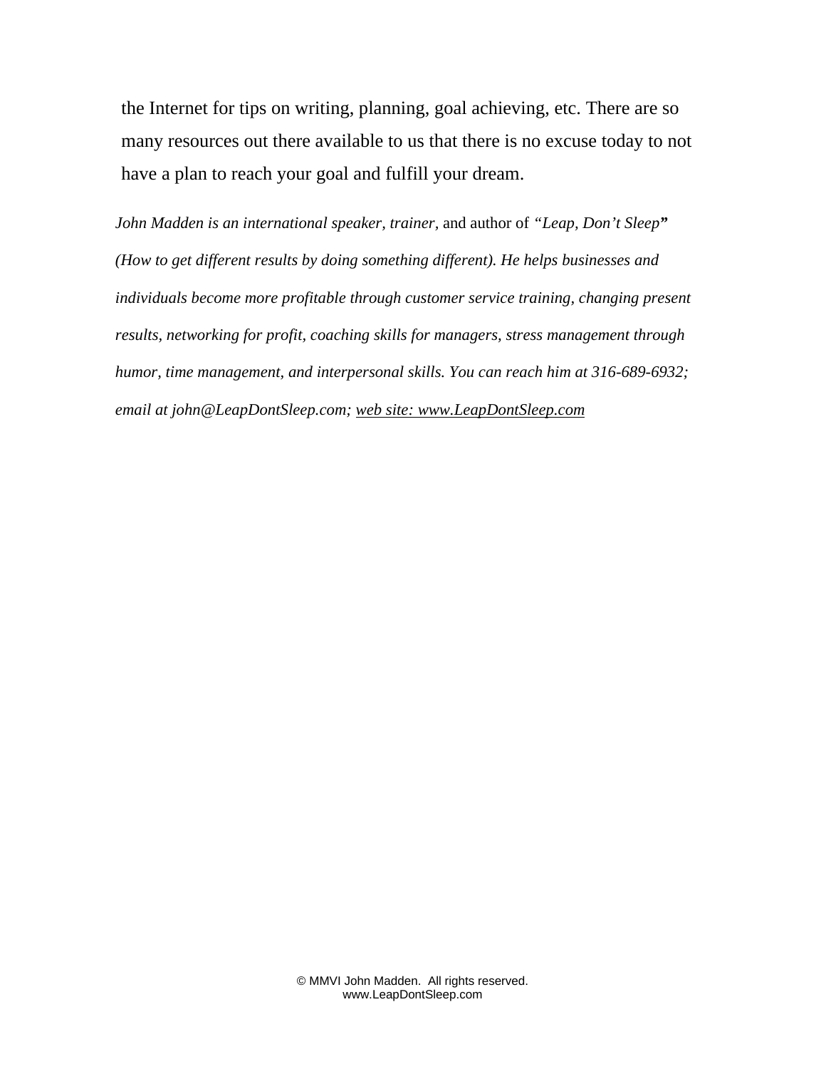the Internet for tips on writing, planning, goal achieving, etc. There are so many resources out there available to us that there is no excuse today to not have a plan to reach your goal and fulfill your dream.

*John Madden is an international speaker, trainer,* and author of *"Leap, Don't Sleep"* *(How to get different results by doing something different). He helps businesses and individuals become more profitable through customer service training, changing present results, networking for profit, coaching skills for managers, stress management through humor, time management, and interpersonal skills. You can reach him at 316-689-6932; email at john@LeapDontSleep.com; web site: www.LeapDontSleep.com*

© MMVI John Madden. All rights reserved.
www.LeapDontSleep.com